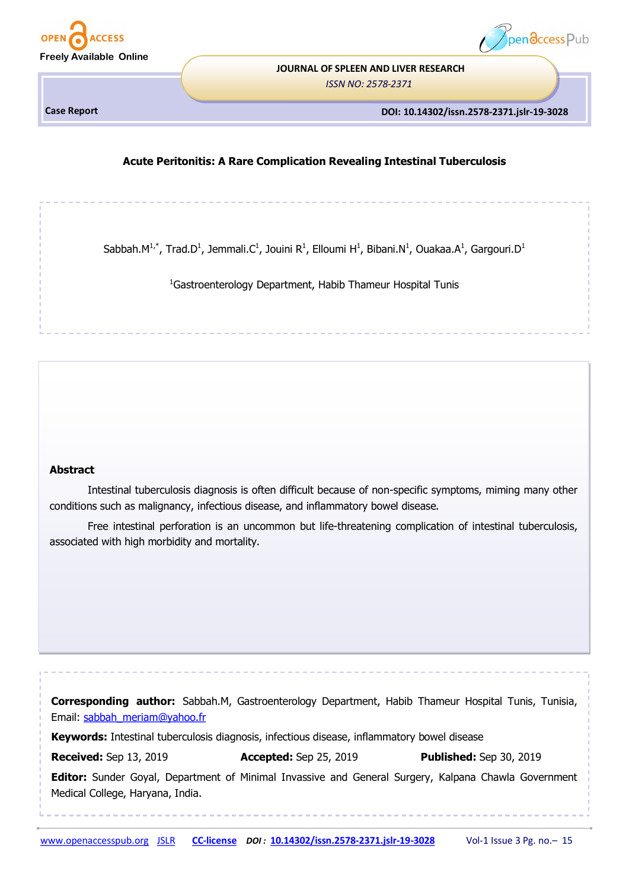Case Report

DOI: 10.14302/issn.2578-2371.jslr-19-3028

# Acute Peritonitis: A Rare Complication Revealing Intestinal Tuberculosis

Sabbah.M[1,*], Trad.D[1], Jemmali.C[1], Jouini R[1], Elloumi H[1], Bibani.N[1], Ouakaa.A[1], Gargouri.D[1]

[1]Gastroenterology Department, Habib Thameur Hospital Tunis

## Abstract

Intestinal tuberculosis diagnosis is often difficult because of non-specific symptoms, miming many other conditions such as malignancy, infectious disease, and inflammatory bowel disease.

Free intestinal perforation is an uncommon but life-threatening complication of intestinal tuberculosis, associated with high morbidity and mortality.

**Corresponding author:** Sabbah.M, Gastroenterology Department, Habib Thameur Hospital Tunis, Tunisia, Email: sabbah_meriam@yahoo.fr

**Keywords:** Intestinal tuberculosis diagnosis, infectious disease, inflammatory bowel disease

**Received:** Sep 13, 2019 **Accepted:** Sep 25, 2019 **Published:** Sep 30, 2019

**Editor:** Sunder Goyal, Department of Minimal Invassive and General Surgery, Kalpana Chawla Government Medical College, Haryana, India.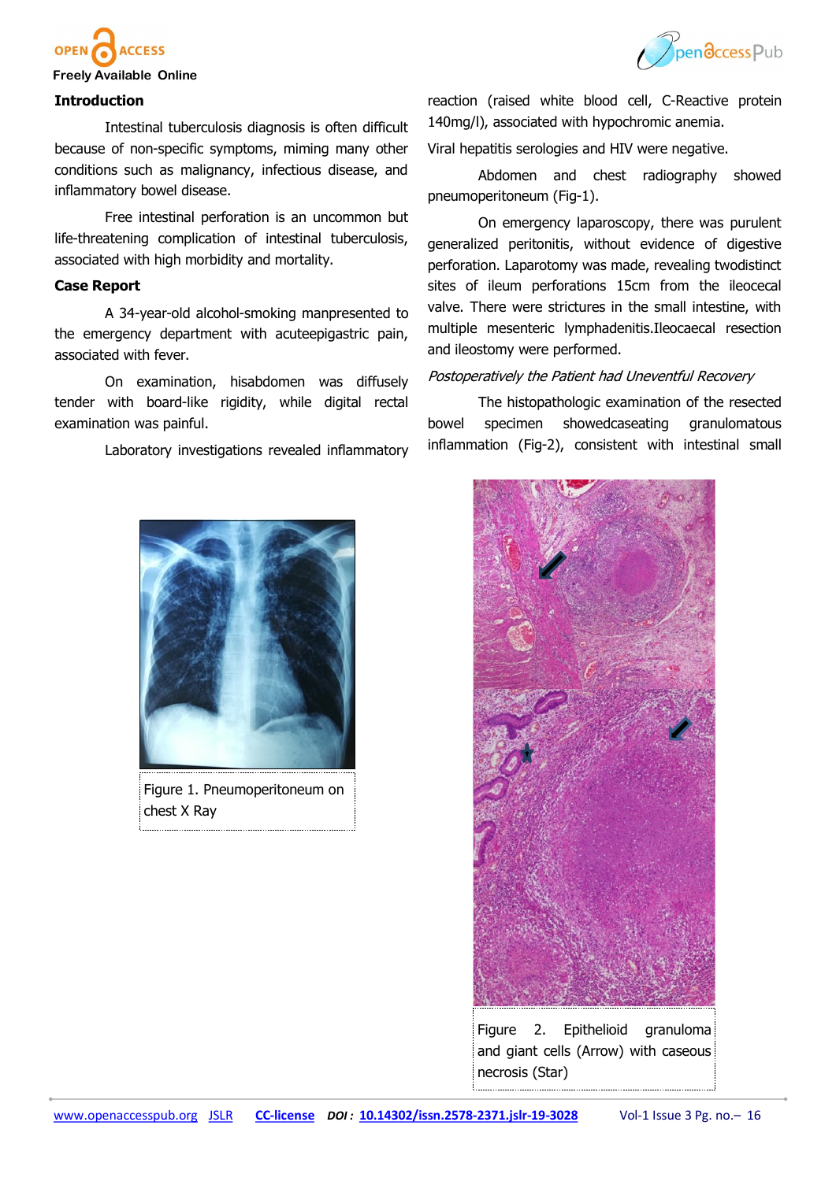## Introduction

Intestinal tuberculosis diagnosis is often difficult because of non-specific symptoms, miming many other conditions such as malignancy, infectious disease, and inflammatory bowel disease.

Free intestinal perforation is an uncommon but life-threatening complication of intestinal tuberculosis, associated with high morbidity and mortality.

## Case Report

A 34-year-old alcohol-smoking manpresented to the emergency department with acuteepigastric pain, associated with fever.

On examination, hisabdomen was diffusely tender with board-like rigidity, while digital rectal examination was painful.

Laboratory investigations revealed inflammatory reaction (raised white blood cell, C-Reactive protein 140mg/l), associated with hypochromic anemia.

Viral hepatitis serologies and HIV were negative.

Abdomen and chest radiography showed pneumoperitoneum (Fig-1).

On emergency laparoscopy, there was purulent generalized peritonitis, without evidence of digestive perforation. Laparotomy was made, revealing twodistinct sites of ileum perforations 15cm from the ileocecal valve. There were strictures in the small intestine, with multiple mesenteric lymphadenitis.Ileocaecal resection and ileostomy were performed.

*Postoperatively the Patient had Uneventful Recovery*

The histopathologic examination of the resected bowel specimen showedcaseating granulomatous inflammation (Fig-2), consistent with intestinal small

Figure 1. Pneumoperitoneum on chest X Ray

Figure 2. Epithelioid granuloma and giant cells (Arrow) with caseous necrosis (Star)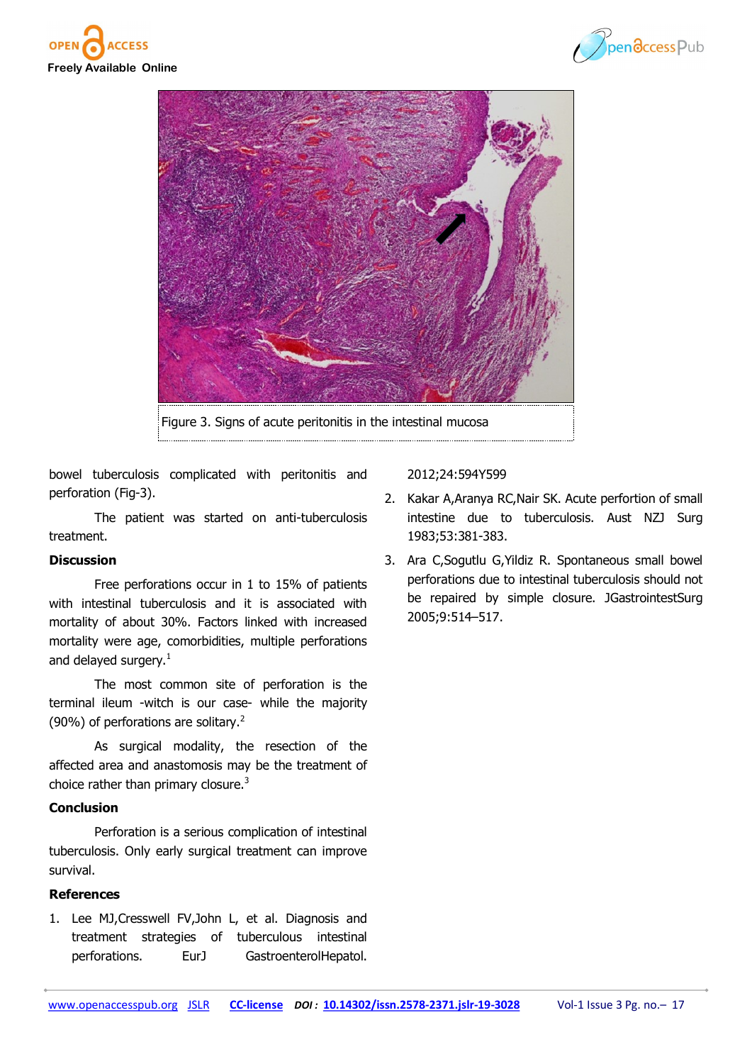Figure 3. Signs of acute peritonitis in the intestinal mucosa

bowel tuberculosis complicated with peritonitis and perforation (Fig-3).

The patient was started on anti-tuberculosis treatment.

## Discussion

Free perforations occur in 1 to 15% of patients with intestinal tuberculosis and it is associated with mortality of about 30%. Factors linked with increased mortality were age, comorbidities, multiple perforations and delayed surgery.[1]

The most common site of perforation is the terminal ileum -witch is our case- while the majority (90%) of perforations are solitary.[2]

As surgical modality, the resection of the affected area and anastomosis may be the treatment of choice rather than primary closure.[3]

## Conclusion

Perforation is a serious complication of intestinal tuberculosis. Only early surgical treatment can improve survival.

## References

1. Lee MJ,Cresswell FV,John L, et al. Diagnosis and treatment strategies of tuberculous intestinal perforations. EurJ GastroenterolHepatol. 2012;24:594Y599
2. Kakar A,Aranya RC,Nair SK. Acute perfortion of small intestine due to tuberculosis. Aust NZJ Surg 1983;53:381-383.
3. Ara C,Sogutlu G,Yildiz R. Spontaneous small bowel perforations due to intestinal tuberculosis should not be repaired by simple closure. JGastrointestSurg 2005;9:514–517.